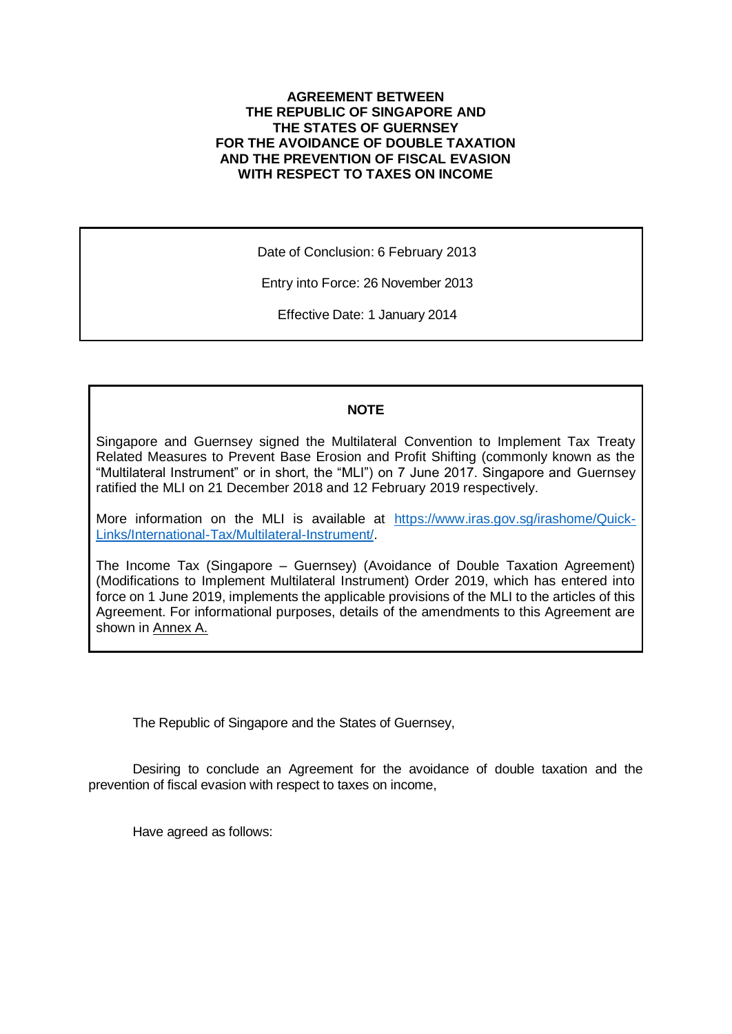# AGREEMENT BETWEEN THE REPUBLIC OF SINGAPORE AND THE STATES OF GUERNSEY FOR THE AVOIDANCE OF DOUBLE TAXATION AND THE PREVENTION OF FISCAL EVASION WITH RESPECT TO TAXES ON INCOME

Date of Conclusion: 6 February 2013

Entry into Force: 26 November 2013

Effective Date: 1 January 2014

**NOTE**

Singapore and Guernsey signed the Multilateral Convention to Implement Tax Treaty Related Measures to Prevent Base Erosion and Profit Shifting (commonly known as the "Multilateral Instrument" or in short, the "MLI") on 7 June 2017. Singapore and Guernsey ratified the MLI on 21 December 2018 and 12 February 2019 respectively.

More information on the MLI is available at [https://www.iras.gov.sg/irashome/Quick-Links/International-Tax/Multilateral-Instrument/](https://www.iras.gov.sg/irashome/Quick-Links/International-Tax/Multilateral-Instrument/).

The Income Tax (Singapore – Guernsey) (Avoidance of Double Taxation Agreement) (Modifications to Implement Multilateral Instrument) Order 2019, which has entered into force on 1 June 2019, implements the applicable provisions of the MLI to the articles of this Agreement. For informational purposes, details of the amendments to this Agreement are shown in Annex A.

The Republic of Singapore and the States of Guernsey,

Desiring to conclude an Agreement for the avoidance of double taxation and the prevention of fiscal evasion with respect to taxes on income,

Have agreed as follows: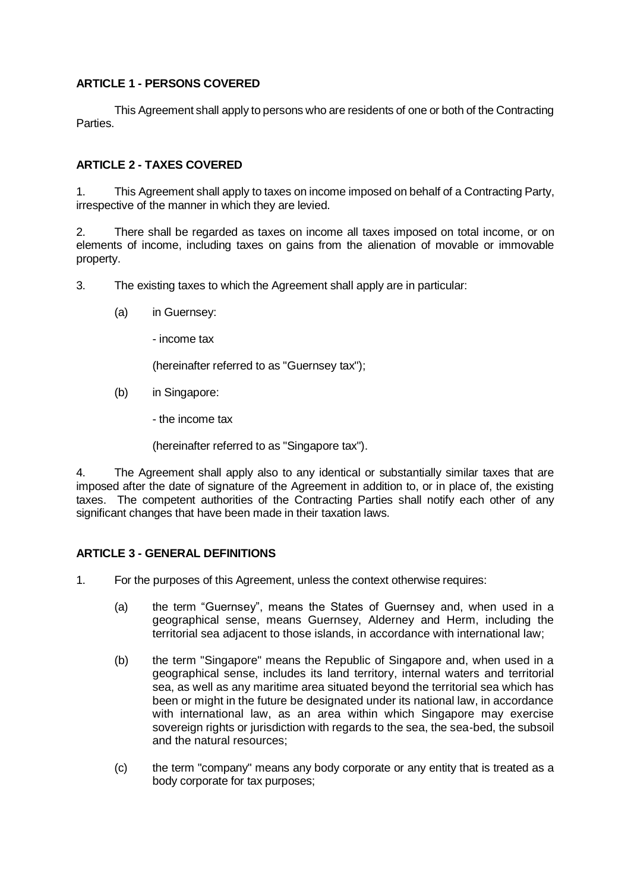**ARTICLE 1 - PERSONS COVERED**

This Agreement shall apply to persons who are residents of one or both of the Contracting Parties.

**ARTICLE 2 - TAXES COVERED**

1. This Agreement shall apply to taxes on income imposed on behalf of a Contracting Party, irrespective of the manner in which they are levied.

2. There shall be regarded as taxes on income all taxes imposed on total income, or on elements of income, including taxes on gains from the alienation of movable or immovable property.

3. The existing taxes to which the Agreement shall apply are in particular:

   (a) in Guernsey:

   - income tax

   (hereinafter referred to as "Guernsey tax");

   (b) in Singapore:

   - the income tax

   (hereinafter referred to as "Singapore tax").

4. The Agreement shall apply also to any identical or substantially similar taxes that are imposed after the date of signature of the Agreement in addition to, or in place of, the existing taxes. The competent authorities of the Contracting Parties shall notify each other of any significant changes that have been made in their taxation laws.

**ARTICLE 3 - GENERAL DEFINITIONS**

1. For the purposes of this Agreement, unless the context otherwise requires:

   (a) the term "Guernsey", means the States of Guernsey and, when used in a geographical sense, means Guernsey, Alderney and Herm, including the territorial sea adjacent to those islands, in accordance with international law;

   (b) the term "Singapore" means the Republic of Singapore and, when used in a geographical sense, includes its land territory, internal waters and territorial sea, as well as any maritime area situated beyond the territorial sea which has been or might in the future be designated under its national law, in accordance with international law, as an area within which Singapore may exercise sovereign rights or jurisdiction with regards to the sea, the sea-bed, the subsoil and the natural resources;

   (c) the term "company" means any body corporate or any entity that is treated as a body corporate for tax purposes;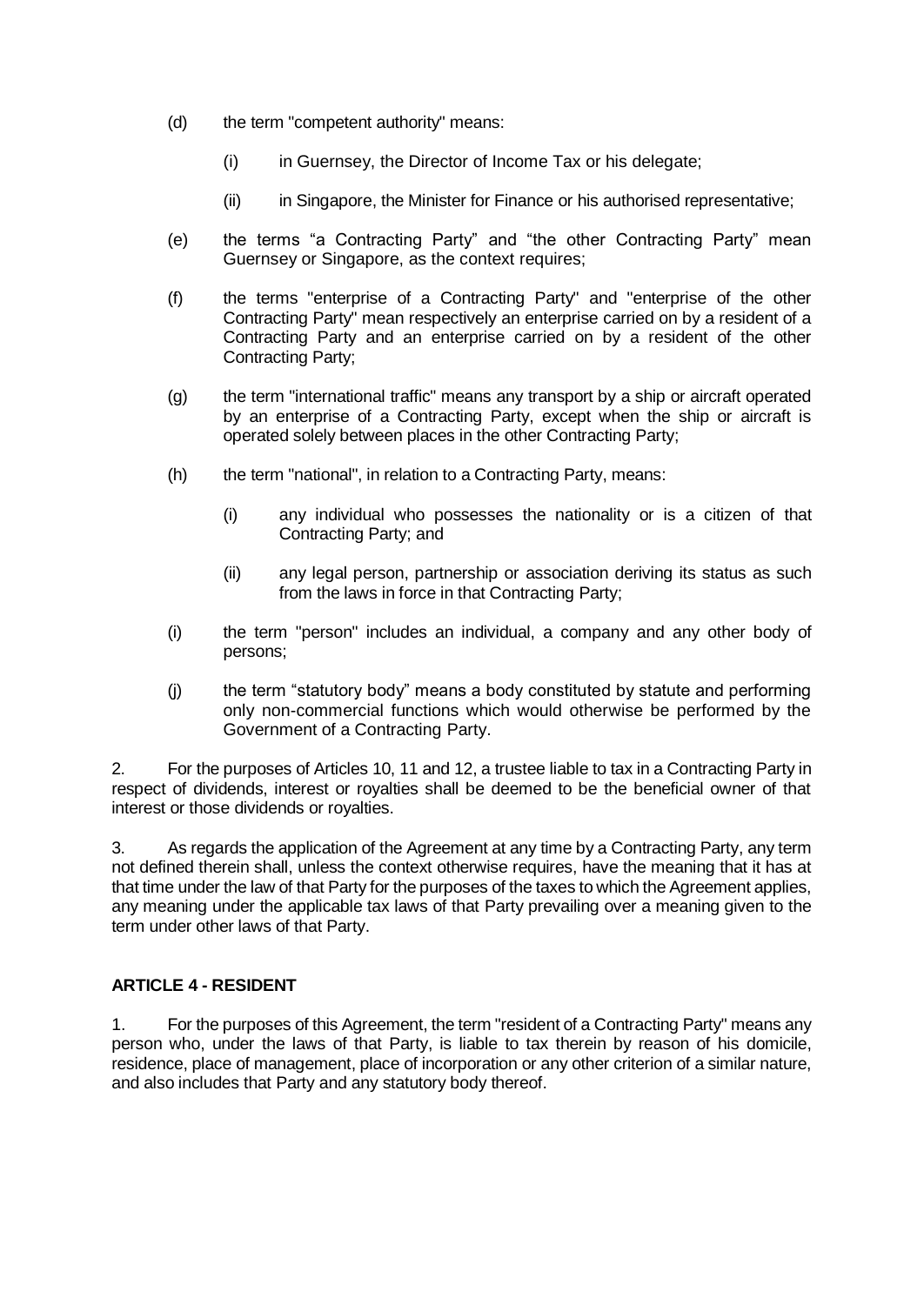(d) the term "competent authority" means:

   (i) in Guernsey, the Director of Income Tax or his delegate;

   (ii) in Singapore, the Minister for Finance or his authorised representative;

(e) the terms “a Contracting Party” and “the other Contracting Party” mean Guernsey or Singapore, as the context requires;

(f) the terms "enterprise of a Contracting Party" and "enterprise of the other Contracting Party" mean respectively an enterprise carried on by a resident of a Contracting Party and an enterprise carried on by a resident of the other Contracting Party;

(g) the term "international traffic" means any transport by a ship or aircraft operated by an enterprise of a Contracting Party, except when the ship or aircraft is operated solely between places in the other Contracting Party;

(h) the term "national", in relation to a Contracting Party, means:

   (i) any individual who possesses the nationality or is a citizen of that Contracting Party; and

   (ii) any legal person, partnership or association deriving its status as such from the laws in force in that Contracting Party;

(i) the term "person" includes an individual, a company and any other body of persons;

(j) the term “statutory body” means a body constituted by statute and performing only non-commercial functions which would otherwise be performed by the Government of a Contracting Party.

2. For the purposes of Articles 10, 11 and 12, a trustee liable to tax in a Contracting Party in respect of dividends, interest or royalties shall be deemed to be the beneficial owner of that interest or those dividends or royalties.

3. As regards the application of the Agreement at any time by a Contracting Party, any term not defined therein shall, unless the context otherwise requires, have the meaning that it has at that time under the law of that Party for the purposes of the taxes to which the Agreement applies, any meaning under the applicable tax laws of that Party prevailing over a meaning given to the term under other laws of that Party.

## ARTICLE 4 - RESIDENT

1. For the purposes of this Agreement, the term "resident of a Contracting Party" means any person who, under the laws of that Party, is liable to tax therein by reason of his domicile, residence, place of management, place of incorporation or any other criterion of a similar nature, and also includes that Party and any statutory body thereof.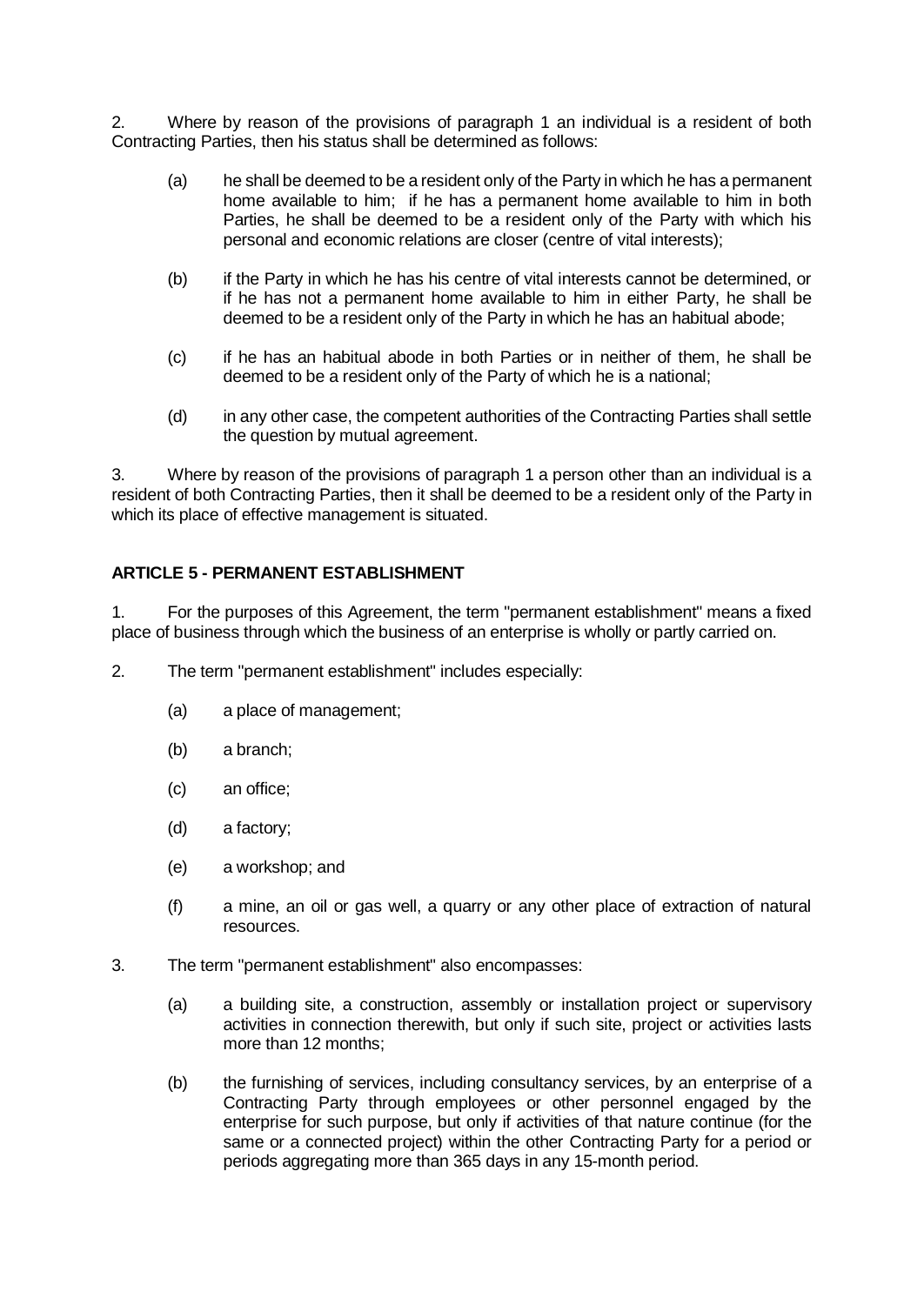2. Where by reason of the provisions of paragraph 1 an individual is a resident of both Contracting Parties, then his status shall be determined as follows:

(a) he shall be deemed to be a resident only of the Party in which he has a permanent home available to him; if he has a permanent home available to him in both Parties, he shall be deemed to be a resident only of the Party with which his personal and economic relations are closer (centre of vital interests);

(b) if the Party in which he has his centre of vital interests cannot be determined, or if he has not a permanent home available to him in either Party, he shall be deemed to be a resident only of the Party in which he has an habitual abode;

(c) if he has an habitual abode in both Parties or in neither of them, he shall be deemed to be a resident only of the Party of which he is a national;

(d) in any other case, the competent authorities of the Contracting Parties shall settle the question by mutual agreement.

3. Where by reason of the provisions of paragraph 1 a person other than an individual is a resident of both Contracting Parties, then it shall be deemed to be a resident only of the Party in which its place of effective management is situated.

## ARTICLE 5 - PERMANENT ESTABLISHMENT

1. For the purposes of this Agreement, the term "permanent establishment" means a fixed place of business through which the business of an enterprise is wholly or partly carried on.

2. The term "permanent establishment" includes especially:

(a) a place of management;

(b) a branch;

(c) an office;

(d) a factory;

(e) a workshop; and

(f) a mine, an oil or gas well, a quarry or any other place of extraction of natural resources.

3. The term "permanent establishment" also encompasses:

(a) a building site, a construction, assembly or installation project or supervisory activities in connection therewith, but only if such site, project or activities lasts more than 12 months;

(b) the furnishing of services, including consultancy services, by an enterprise of a Contracting Party through employees or other personnel engaged by the enterprise for such purpose, but only if activities of that nature continue (for the same or a connected project) within the other Contracting Party for a period or periods aggregating more than 365 days in any 15-month period.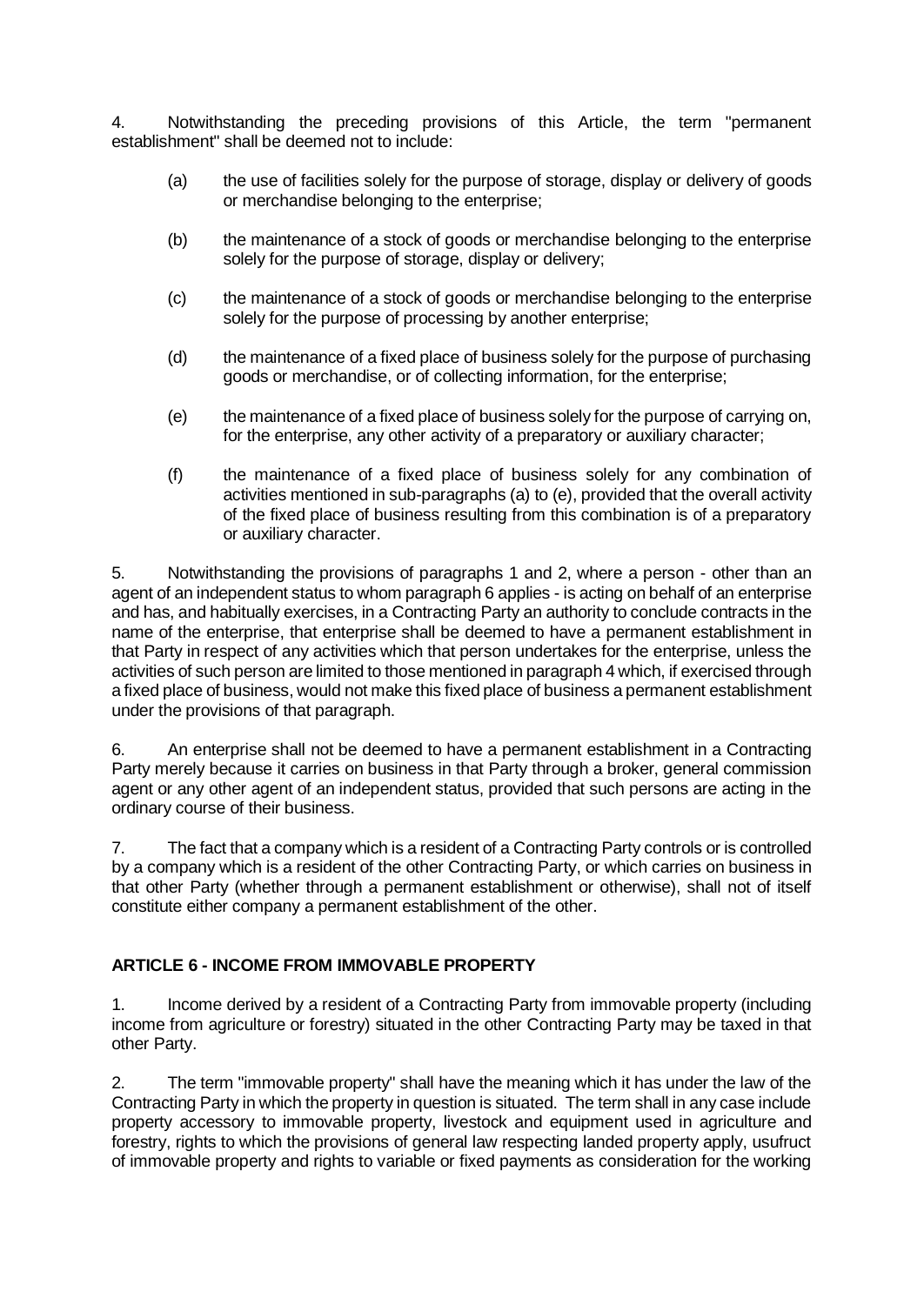4. Notwithstanding the preceding provisions of this Article, the term "permanent establishment" shall be deemed not to include:

(a) the use of facilities solely for the purpose of storage, display or delivery of goods or merchandise belonging to the enterprise;

(b) the maintenance of a stock of goods or merchandise belonging to the enterprise solely for the purpose of storage, display or delivery;

(c) the maintenance of a stock of goods or merchandise belonging to the enterprise solely for the purpose of processing by another enterprise;

(d) the maintenance of a fixed place of business solely for the purpose of purchasing goods or merchandise, or of collecting information, for the enterprise;

(e) the maintenance of a fixed place of business solely for the purpose of carrying on, for the enterprise, any other activity of a preparatory or auxiliary character;

(f) the maintenance of a fixed place of business solely for any combination of activities mentioned in sub-paragraphs (a) to (e), provided that the overall activity of the fixed place of business resulting from this combination is of a preparatory or auxiliary character.

5. Notwithstanding the provisions of paragraphs 1 and 2, where a person - other than an agent of an independent status to whom paragraph 6 applies - is acting on behalf of an enterprise and has, and habitually exercises, in a Contracting Party an authority to conclude contracts in the name of the enterprise, that enterprise shall be deemed to have a permanent establishment in that Party in respect of any activities which that person undertakes for the enterprise, unless the activities of such person are limited to those mentioned in paragraph 4 which, if exercised through a fixed place of business, would not make this fixed place of business a permanent establishment under the provisions of that paragraph.

6. An enterprise shall not be deemed to have a permanent establishment in a Contracting Party merely because it carries on business in that Party through a broker, general commission agent or any other agent of an independent status, provided that such persons are acting in the ordinary course of their business.

7. The fact that a company which is a resident of a Contracting Party controls or is controlled by a company which is a resident of the other Contracting Party, or which carries on business in that other Party (whether through a permanent establishment or otherwise), shall not of itself constitute either company a permanent establishment of the other.

## ARTICLE 6 - INCOME FROM IMMOVABLE PROPERTY

1. Income derived by a resident of a Contracting Party from immovable property (including income from agriculture or forestry) situated in the other Contracting Party may be taxed in that other Party.

2. The term "immovable property" shall have the meaning which it has under the law of the Contracting Party in which the property in question is situated. The term shall in any case include property accessory to immovable property, livestock and equipment used in agriculture and forestry, rights to which the provisions of general law respecting landed property apply, usufruct of immovable property and rights to variable or fixed payments as consideration for the working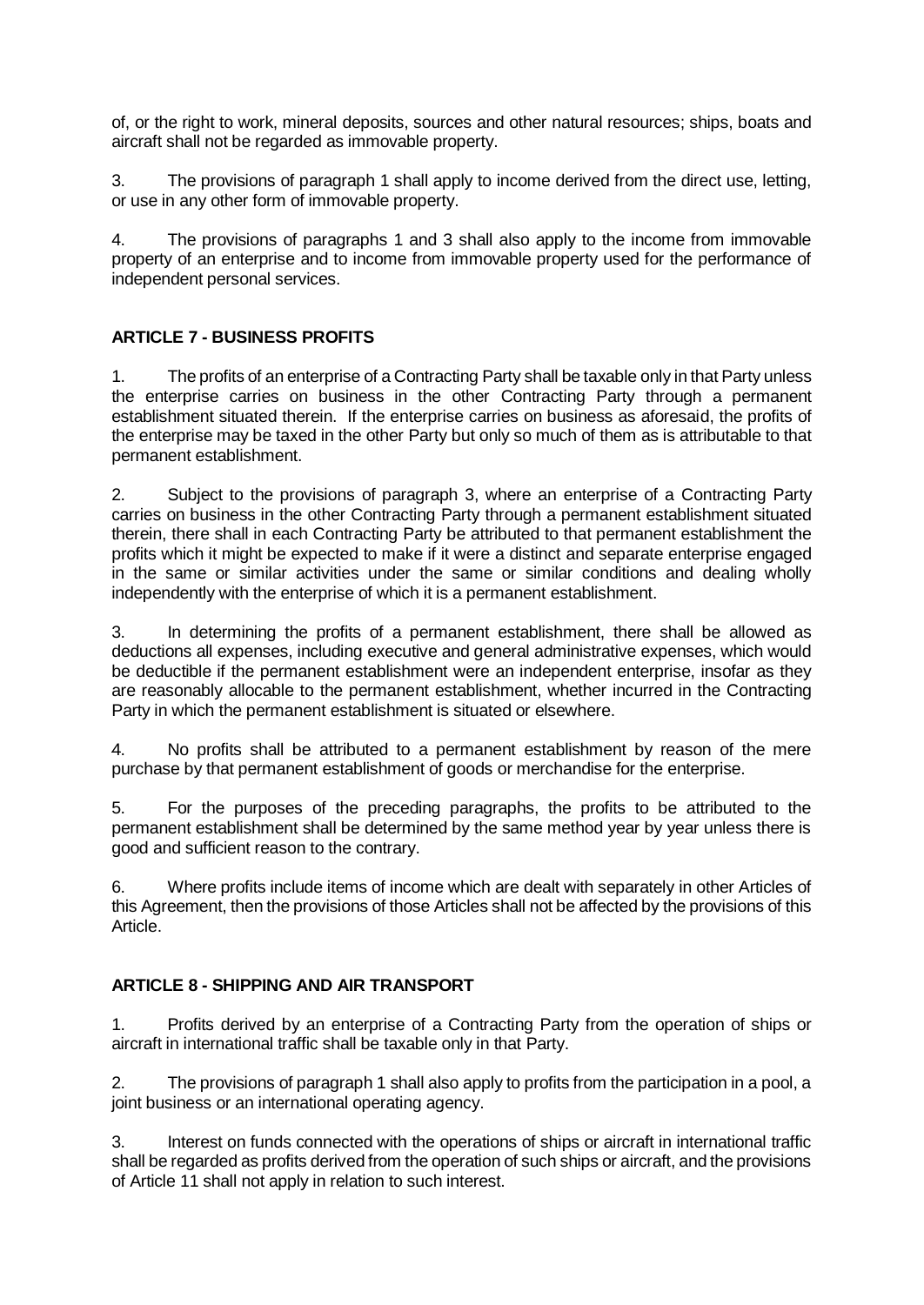of, or the right to work, mineral deposits, sources and other natural resources; ships, boats and aircraft shall not be regarded as immovable property.

3. The provisions of paragraph 1 shall apply to income derived from the direct use, letting, or use in any other form of immovable property.

4. The provisions of paragraphs 1 and 3 shall also apply to the income from immovable property of an enterprise and to income from immovable property used for the performance of independent personal services.

## ARTICLE 7 - BUSINESS PROFITS

1. The profits of an enterprise of a Contracting Party shall be taxable only in that Party unless the enterprise carries on business in the other Contracting Party through a permanent establishment situated therein. If the enterprise carries on business as aforesaid, the profits of the enterprise may be taxed in the other Party but only so much of them as is attributable to that permanent establishment.

2. Subject to the provisions of paragraph 3, where an enterprise of a Contracting Party carries on business in the other Contracting Party through a permanent establishment situated therein, there shall in each Contracting Party be attributed to that permanent establishment the profits which it might be expected to make if it were a distinct and separate enterprise engaged in the same or similar activities under the same or similar conditions and dealing wholly independently with the enterprise of which it is a permanent establishment.

3. In determining the profits of a permanent establishment, there shall be allowed as deductions all expenses, including executive and general administrative expenses, which would be deductible if the permanent establishment were an independent enterprise, insofar as they are reasonably allocable to the permanent establishment, whether incurred in the Contracting Party in which the permanent establishment is situated or elsewhere.

4. No profits shall be attributed to a permanent establishment by reason of the mere purchase by that permanent establishment of goods or merchandise for the enterprise.

5. For the purposes of the preceding paragraphs, the profits to be attributed to the permanent establishment shall be determined by the same method year by year unless there is good and sufficient reason to the contrary.

6. Where profits include items of income which are dealt with separately in other Articles of this Agreement, then the provisions of those Articles shall not be affected by the provisions of this Article.

## ARTICLE 8 - SHIPPING AND AIR TRANSPORT

1. Profits derived by an enterprise of a Contracting Party from the operation of ships or aircraft in international traffic shall be taxable only in that Party.

2. The provisions of paragraph 1 shall also apply to profits from the participation in a pool, a joint business or an international operating agency.

3. Interest on funds connected with the operations of ships or aircraft in international traffic shall be regarded as profits derived from the operation of such ships or aircraft, and the provisions of Article 11 shall not apply in relation to such interest.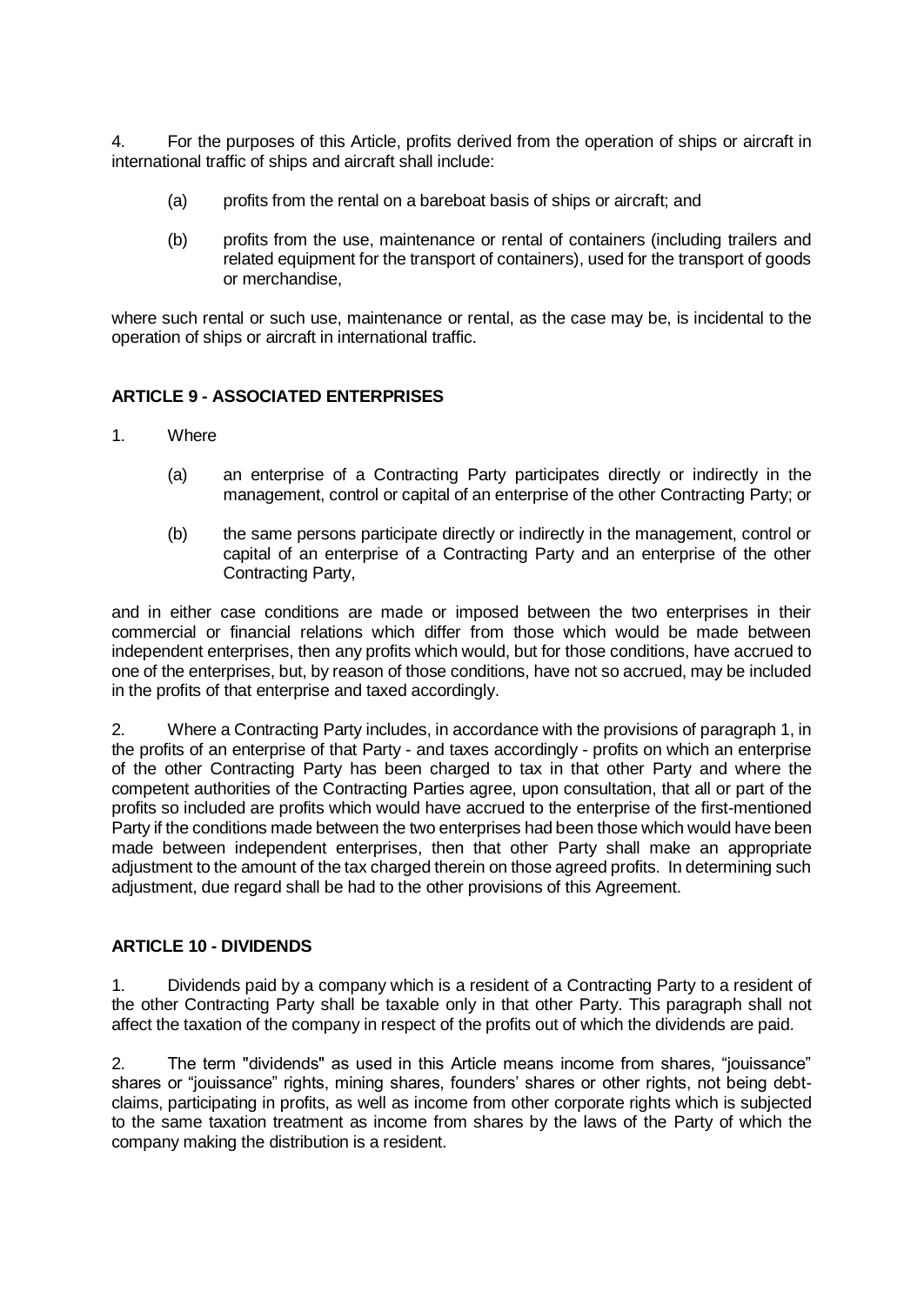4. For the purposes of this Article, profits derived from the operation of ships or aircraft in international traffic of ships and aircraft shall include:

(a) profits from the rental on a bareboat basis of ships or aircraft; and

(b) profits from the use, maintenance or rental of containers (including trailers and related equipment for the transport of containers), used for the transport of goods or merchandise,

where such rental or such use, maintenance or rental, as the case may be, is incidental to the operation of ships or aircraft in international traffic.

## ARTICLE 9 - ASSOCIATED ENTERPRISES

1. Where

(a) an enterprise of a Contracting Party participates directly or indirectly in the management, control or capital of an enterprise of the other Contracting Party; or

(b) the same persons participate directly or indirectly in the management, control or capital of an enterprise of a Contracting Party and an enterprise of the other Contracting Party,

and in either case conditions are made or imposed between the two enterprises in their commercial or financial relations which differ from those which would be made between independent enterprises, then any profits which would, but for those conditions, have accrued to one of the enterprises, but, by reason of those conditions, have not so accrued, may be included in the profits of that enterprise and taxed accordingly.

2. Where a Contracting Party includes, in accordance with the provisions of paragraph 1, in the profits of an enterprise of that Party - and taxes accordingly - profits on which an enterprise of the other Contracting Party has been charged to tax in that other Party and where the competent authorities of the Contracting Parties agree, upon consultation, that all or part of the profits so included are profits which would have accrued to the enterprise of the first-mentioned Party if the conditions made between the two enterprises had been those which would have been made between independent enterprises, then that other Party shall make an appropriate adjustment to the amount of the tax charged therein on those agreed profits. In determining such adjustment, due regard shall be had to the other provisions of this Agreement.

## ARTICLE 10 - DIVIDENDS

1. Dividends paid by a company which is a resident of a Contracting Party to a resident of the other Contracting Party shall be taxable only in that other Party. This paragraph shall not affect the taxation of the company in respect of the profits out of which the dividends are paid.

2. The term "dividends" as used in this Article means income from shares, "jouissance" shares or "jouissance" rights, mining shares, founders' shares or other rights, not being debt-claims, participating in profits, as well as income from other corporate rights which is subjected to the same taxation treatment as income from shares by the laws of the Party of which the company making the distribution is a resident.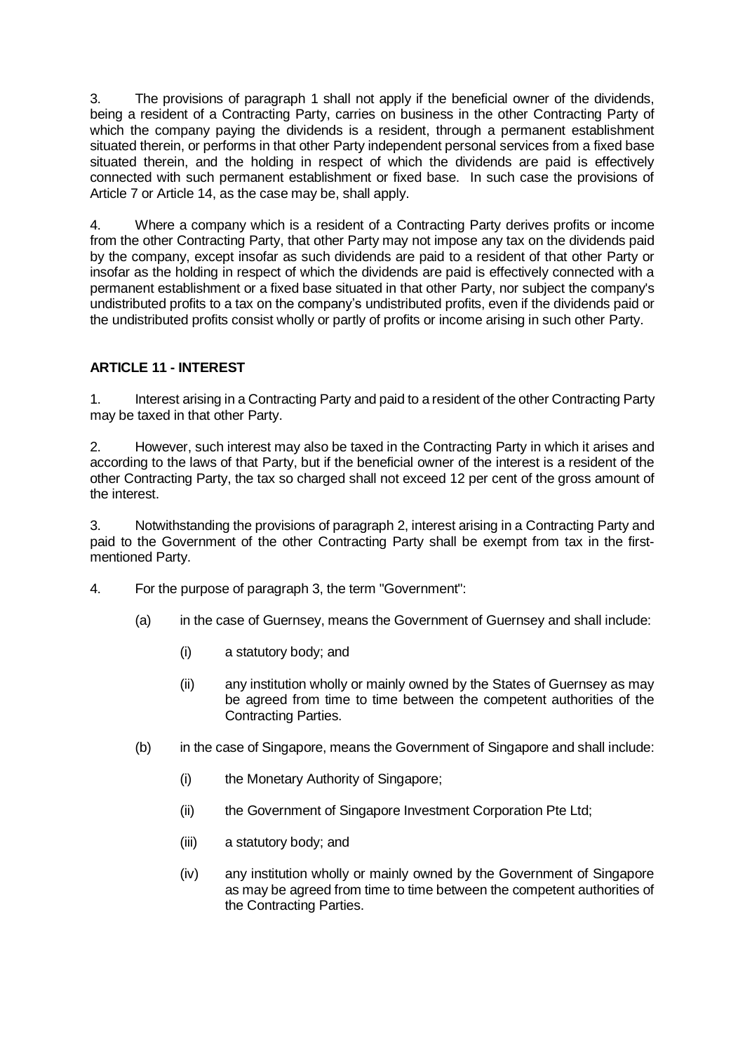3. The provisions of paragraph 1 shall not apply if the beneficial owner of the dividends, being a resident of a Contracting Party, carries on business in the other Contracting Party of which the company paying the dividends is a resident, through a permanent establishment situated therein, or performs in that other Party independent personal services from a fixed base situated therein, and the holding in respect of which the dividends are paid is effectively connected with such permanent establishment or fixed base. In such case the provisions of Article 7 or Article 14, as the case may be, shall apply.

4. Where a company which is a resident of a Contracting Party derives profits or income from the other Contracting Party, that other Party may not impose any tax on the dividends paid by the company, except insofar as such dividends are paid to a resident of that other Party or insofar as the holding in respect of which the dividends are paid is effectively connected with a permanent establishment or a fixed base situated in that other Party, nor subject the company's undistributed profits to a tax on the company's undistributed profits, even if the dividends paid or the undistributed profits consist wholly or partly of profits or income arising in such other Party.

## ARTICLE 11 - INTEREST

1. Interest arising in a Contracting Party and paid to a resident of the other Contracting Party may be taxed in that other Party.

2. However, such interest may also be taxed in the Contracting Party in which it arises and according to the laws of that Party, but if the beneficial owner of the interest is a resident of the other Contracting Party, the tax so charged shall not exceed 12 per cent of the gross amount of the interest.

3. Notwithstanding the provisions of paragraph 2, interest arising in a Contracting Party and paid to the Government of the other Contracting Party shall be exempt from tax in the first-mentioned Party.

4. For the purpose of paragraph 3, the term "Government":

   (a) in the case of Guernsey, means the Government of Guernsey and shall include:

      (i) a statutory body; and

      (ii) any institution wholly or mainly owned by the States of Guernsey as may be agreed from time to time between the competent authorities of the Contracting Parties.

   (b) in the case of Singapore, means the Government of Singapore and shall include:

      (i) the Monetary Authority of Singapore;

      (ii) the Government of Singapore Investment Corporation Pte Ltd;

      (iii) a statutory body; and

      (iv) any institution wholly or mainly owned by the Government of Singapore as may be agreed from time to time between the competent authorities of the Contracting Parties.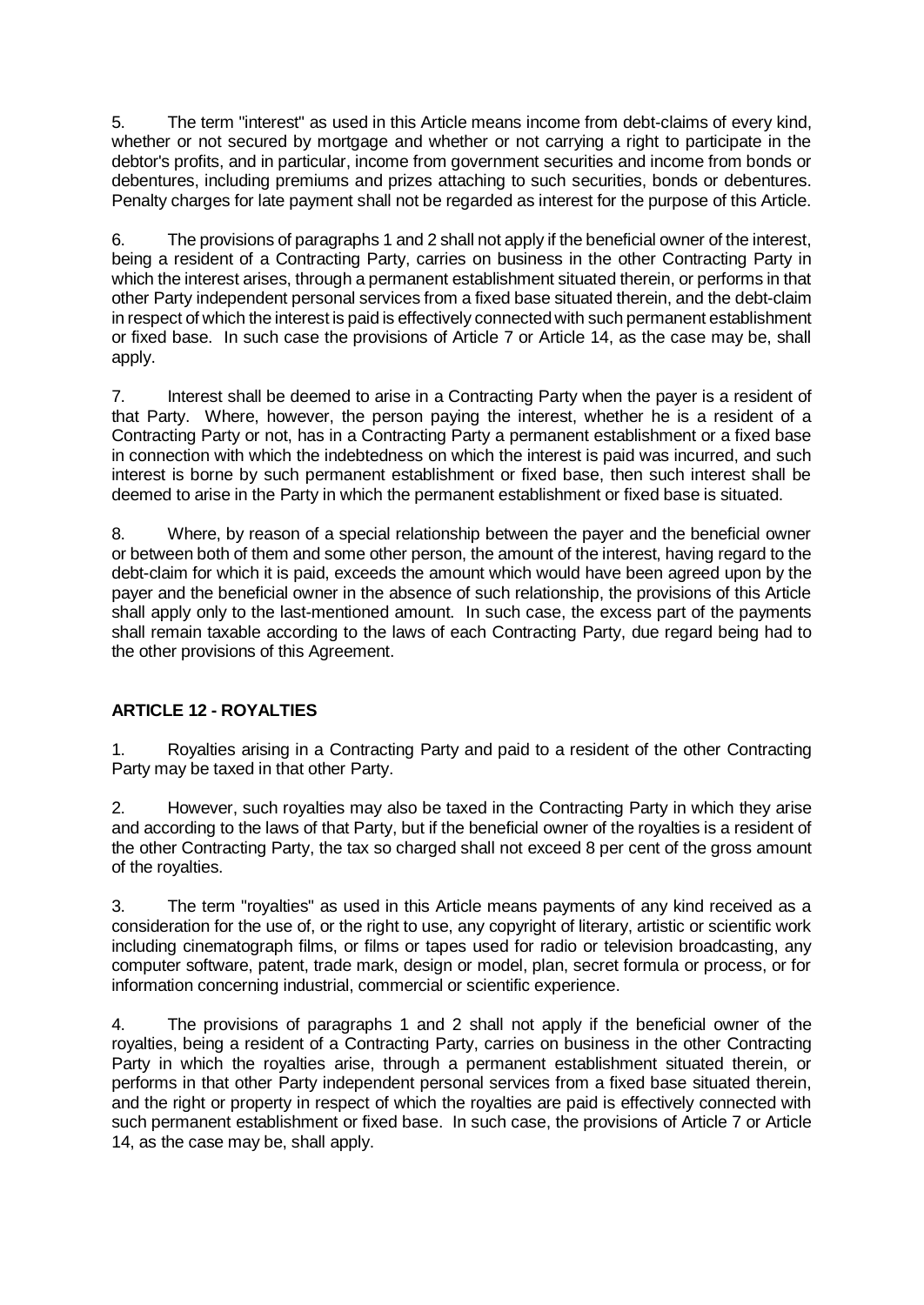5. The term "interest" as used in this Article means income from debt-claims of every kind, whether or not secured by mortgage and whether or not carrying a right to participate in the debtor's profits, and in particular, income from government securities and income from bonds or debentures, including premiums and prizes attaching to such securities, bonds or debentures. Penalty charges for late payment shall not be regarded as interest for the purpose of this Article.

6. The provisions of paragraphs 1 and 2 shall not apply if the beneficial owner of the interest, being a resident of a Contracting Party, carries on business in the other Contracting Party in which the interest arises, through a permanent establishment situated therein, or performs in that other Party independent personal services from a fixed base situated therein, and the debt-claim in respect of which the interest is paid is effectively connected with such permanent establishment or fixed base. In such case the provisions of Article 7 or Article 14, as the case may be, shall apply.

7. Interest shall be deemed to arise in a Contracting Party when the payer is a resident of that Party. Where, however, the person paying the interest, whether he is a resident of a Contracting Party or not, has in a Contracting Party a permanent establishment or a fixed base in connection with which the indebtedness on which the interest is paid was incurred, and such interest is borne by such permanent establishment or fixed base, then such interest shall be deemed to arise in the Party in which the permanent establishment or fixed base is situated.

8. Where, by reason of a special relationship between the payer and the beneficial owner or between both of them and some other person, the amount of the interest, having regard to the debt-claim for which it is paid, exceeds the amount which would have been agreed upon by the payer and the beneficial owner in the absence of such relationship, the provisions of this Article shall apply only to the last-mentioned amount. In such case, the excess part of the payments shall remain taxable according to the laws of each Contracting Party, due regard being had to the other provisions of this Agreement.

**ARTICLE 12 - ROYALTIES**

1. Royalties arising in a Contracting Party and paid to a resident of the other Contracting Party may be taxed in that other Party.

2. However, such royalties may also be taxed in the Contracting Party in which they arise and according to the laws of that Party, but if the beneficial owner of the royalties is a resident of the other Contracting Party, the tax so charged shall not exceed 8 per cent of the gross amount of the royalties.

3. The term "royalties" as used in this Article means payments of any kind received as a consideration for the use of, or the right to use, any copyright of literary, artistic or scientific work including cinematograph films, or films or tapes used for radio or television broadcasting, any computer software, patent, trade mark, design or model, plan, secret formula or process, or for information concerning industrial, commercial or scientific experience.

4. The provisions of paragraphs 1 and 2 shall not apply if the beneficial owner of the royalties, being a resident of a Contracting Party, carries on business in the other Contracting Party in which the royalties arise, through a permanent establishment situated therein, or performs in that other Party independent personal services from a fixed base situated therein, and the right or property in respect of which the royalties are paid is effectively connected with such permanent establishment or fixed base. In such case, the provisions of Article 7 or Article 14, as the case may be, shall apply.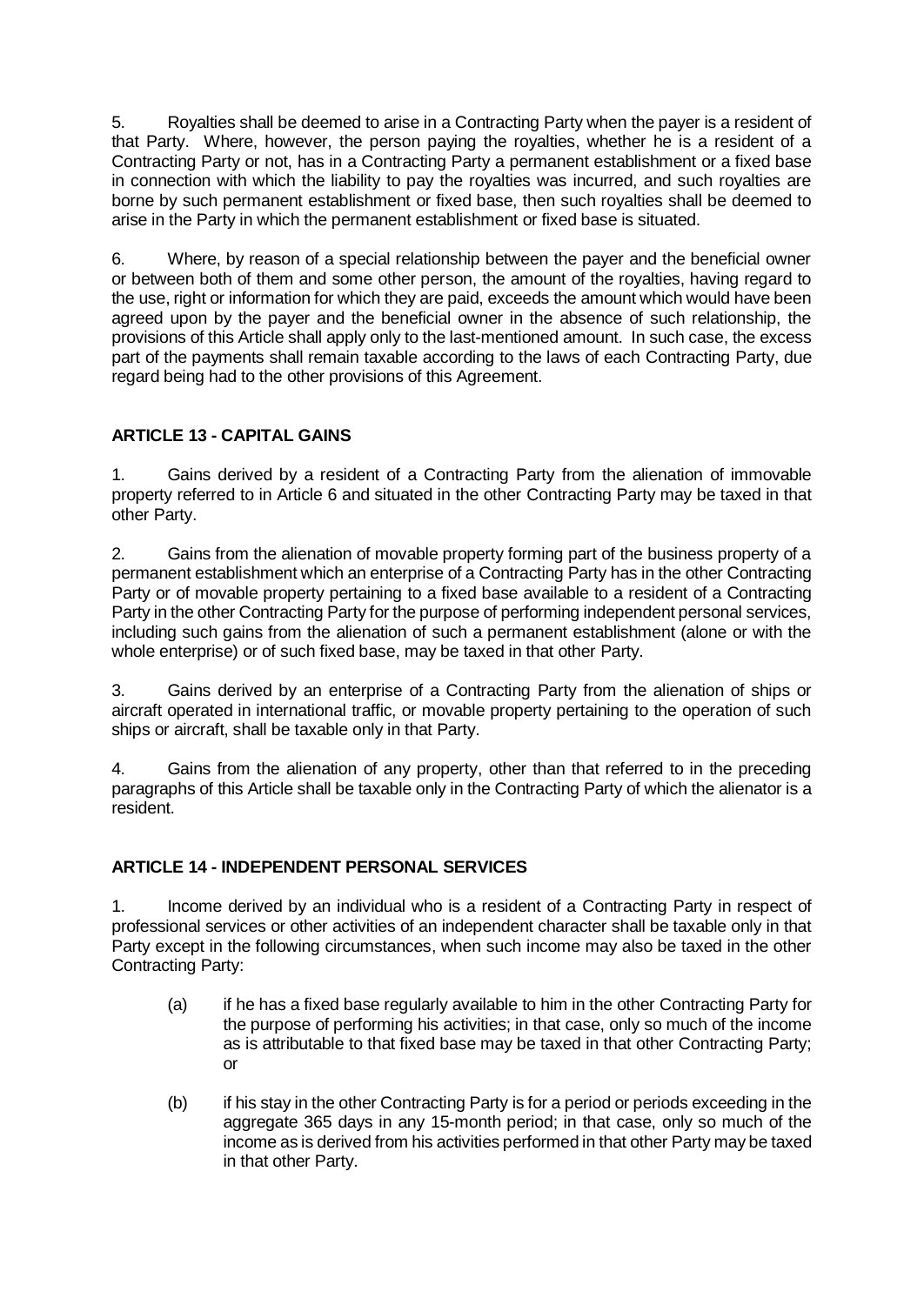5. Royalties shall be deemed to arise in a Contracting Party when the payer is a resident of that Party. Where, however, the person paying the royalties, whether he is a resident of a Contracting Party or not, has in a Contracting Party a permanent establishment or a fixed base in connection with which the liability to pay the royalties was incurred, and such royalties are borne by such permanent establishment or fixed base, then such royalties shall be deemed to arise in the Party in which the permanent establishment or fixed base is situated.

6. Where, by reason of a special relationship between the payer and the beneficial owner or between both of them and some other person, the amount of the royalties, having regard to the use, right or information for which they are paid, exceeds the amount which would have been agreed upon by the payer and the beneficial owner in the absence of such relationship, the provisions of this Article shall apply only to the last-mentioned amount. In such case, the excess part of the payments shall remain taxable according to the laws of each Contracting Party, due regard being had to the other provisions of this Agreement.

## ARTICLE 13 - CAPITAL GAINS

1. Gains derived by a resident of a Contracting Party from the alienation of immovable property referred to in Article 6 and situated in the other Contracting Party may be taxed in that other Party.

2. Gains from the alienation of movable property forming part of the business property of a permanent establishment which an enterprise of a Contracting Party has in the other Contracting Party or of movable property pertaining to a fixed base available to a resident of a Contracting Party in the other Contracting Party for the purpose of performing independent personal services, including such gains from the alienation of such a permanent establishment (alone or with the whole enterprise) or of such fixed base, may be taxed in that other Party.

3. Gains derived by an enterprise of a Contracting Party from the alienation of ships or aircraft operated in international traffic, or movable property pertaining to the operation of such ships or aircraft, shall be taxable only in that Party.

4. Gains from the alienation of any property, other than that referred to in the preceding paragraphs of this Article shall be taxable only in the Contracting Party of which the alienator is a resident.

## ARTICLE 14 - INDEPENDENT PERSONAL SERVICES

1. Income derived by an individual who is a resident of a Contracting Party in respect of professional services or other activities of an independent character shall be taxable only in that Party except in the following circumstances, when such income may also be taxed in the other Contracting Party:

   (a) if he has a fixed base regularly available to him in the other Contracting Party for the purpose of performing his activities; in that case, only so much of the income as is attributable to that fixed base may be taxed in that other Contracting Party; or

   (b) if his stay in the other Contracting Party is for a period or periods exceeding in the aggregate 365 days in any 15-month period; in that case, only so much of the income as is derived from his activities performed in that other Party may be taxed in that other Party.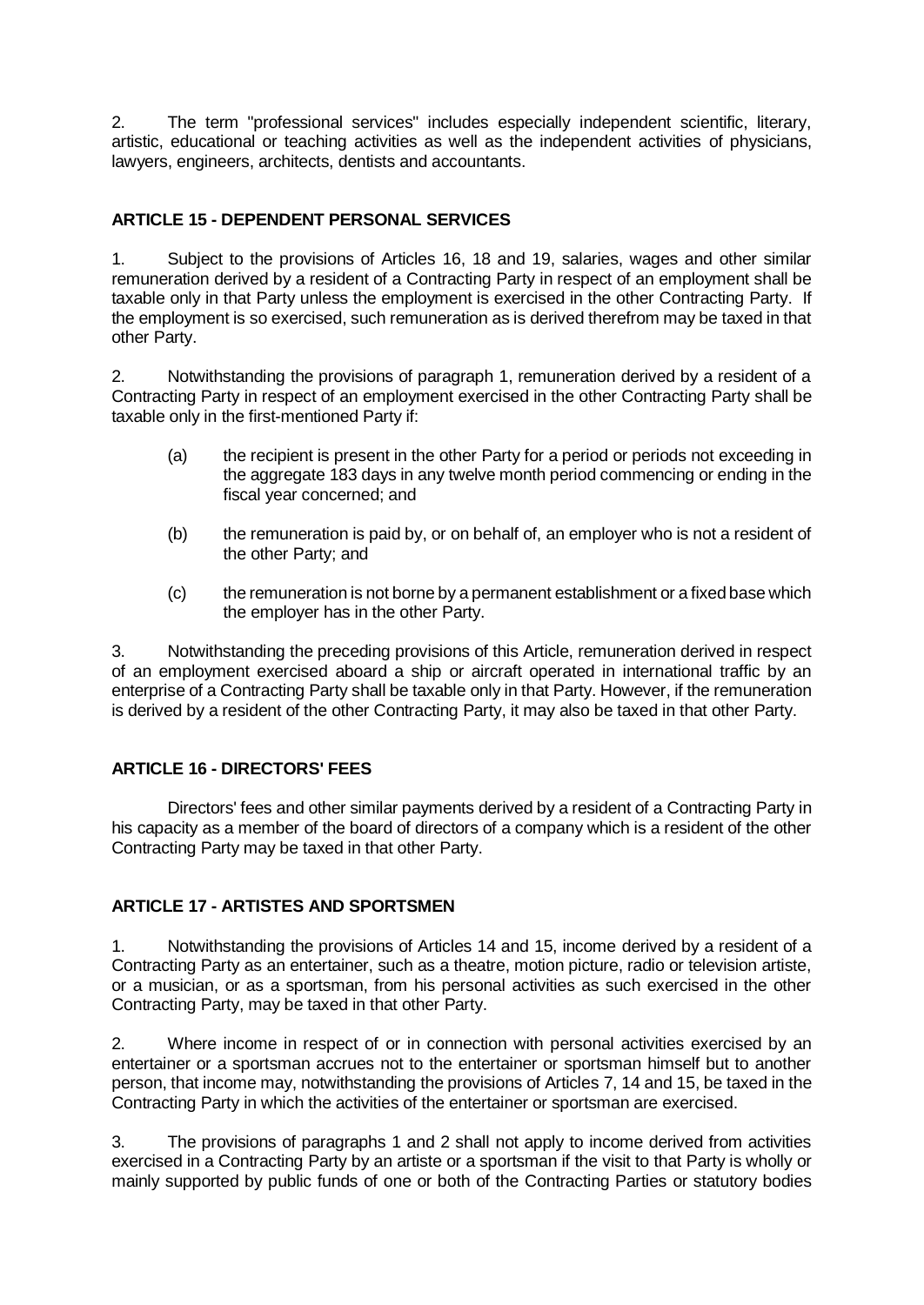2. The term "professional services" includes especially independent scientific, literary, artistic, educational or teaching activities as well as the independent activities of physicians, lawyers, engineers, architects, dentists and accountants.

## ARTICLE 15 - DEPENDENT PERSONAL SERVICES

1. Subject to the provisions of Articles 16, 18 and 19, salaries, wages and other similar remuneration derived by a resident of a Contracting Party in respect of an employment shall be taxable only in that Party unless the employment is exercised in the other Contracting Party. If the employment is so exercised, such remuneration as is derived therefrom may be taxed in that other Party.

2. Notwithstanding the provisions of paragraph 1, remuneration derived by a resident of a Contracting Party in respect of an employment exercised in the other Contracting Party shall be taxable only in the first-mentioned Party if:

   (a) the recipient is present in the other Party for a period or periods not exceeding in the aggregate 183 days in any twelve month period commencing or ending in the fiscal year concerned; and

   (b) the remuneration is paid by, or on behalf of, an employer who is not a resident of the other Party; and

   (c) the remuneration is not borne by a permanent establishment or a fixed base which the employer has in the other Party.

3. Notwithstanding the preceding provisions of this Article, remuneration derived in respect of an employment exercised aboard a ship or aircraft operated in international traffic by an enterprise of a Contracting Party shall be taxable only in that Party. However, if the remuneration is derived by a resident of the other Contracting Party, it may also be taxed in that other Party.

## ARTICLE 16 - DIRECTORS' FEES

Directors' fees and other similar payments derived by a resident of a Contracting Party in his capacity as a member of the board of directors of a company which is a resident of the other Contracting Party may be taxed in that other Party.

## ARTICLE 17 - ARTISTES AND SPORTSMEN

1. Notwithstanding the provisions of Articles 14 and 15, income derived by a resident of a Contracting Party as an entertainer, such as a theatre, motion picture, radio or television artiste, or a musician, or as a sportsman, from his personal activities as such exercised in the other Contracting Party, may be taxed in that other Party.

2. Where income in respect of or in connection with personal activities exercised by an entertainer or a sportsman accrues not to the entertainer or sportsman himself but to another person, that income may, notwithstanding the provisions of Articles 7, 14 and 15, be taxed in the Contracting Party in which the activities of the entertainer or sportsman are exercised.

3. The provisions of paragraphs 1 and 2 shall not apply to income derived from activities exercised in a Contracting Party by an artiste or a sportsman if the visit to that Party is wholly or mainly supported by public funds of one or both of the Contracting Parties or statutory bodies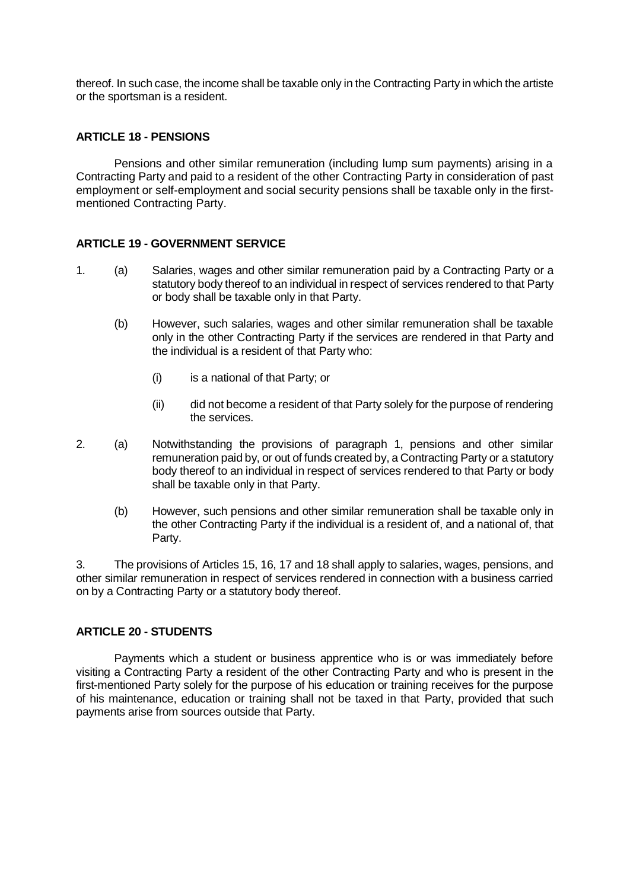thereof. In such case, the income shall be taxable only in the Contracting Party in which the artiste or the sportsman is a resident.

### ARTICLE 18 - PENSIONS

Pensions and other similar remuneration (including lump sum payments) arising in a Contracting Party and paid to a resident of the other Contracting Party in consideration of past employment or self-employment and social security pensions shall be taxable only in the first-mentioned Contracting Party.

### ARTICLE 19 - GOVERNMENT SERVICE

1. (a) Salaries, wages and other similar remuneration paid by a Contracting Party or a statutory body thereof to an individual in respect of services rendered to that Party or body shall be taxable only in that Party.

   (b) However, such salaries, wages and other similar remuneration shall be taxable only in the other Contracting Party if the services are rendered in that Party and the individual is a resident of that Party who:

      (i) is a national of that Party; or

      (ii) did not become a resident of that Party solely for the purpose of rendering the services.

2. (a) Notwithstanding the provisions of paragraph 1, pensions and other similar remuneration paid by, or out of funds created by, a Contracting Party or a statutory body thereof to an individual in respect of services rendered to that Party or body shall be taxable only in that Party.

   (b) However, such pensions and other similar remuneration shall be taxable only in the other Contracting Party if the individual is a resident of, and a national of, that Party.

3. The provisions of Articles 15, 16, 17 and 18 shall apply to salaries, wages, pensions, and other similar remuneration in respect of services rendered in connection with a business carried on by a Contracting Party or a statutory body thereof.

### ARTICLE 20 - STUDENTS

Payments which a student or business apprentice who is or was immediately before visiting a Contracting Party a resident of the other Contracting Party and who is present in the first-mentioned Party solely for the purpose of his education or training receives for the purpose of his maintenance, education or training shall not be taxed in that Party, provided that such payments arise from sources outside that Party.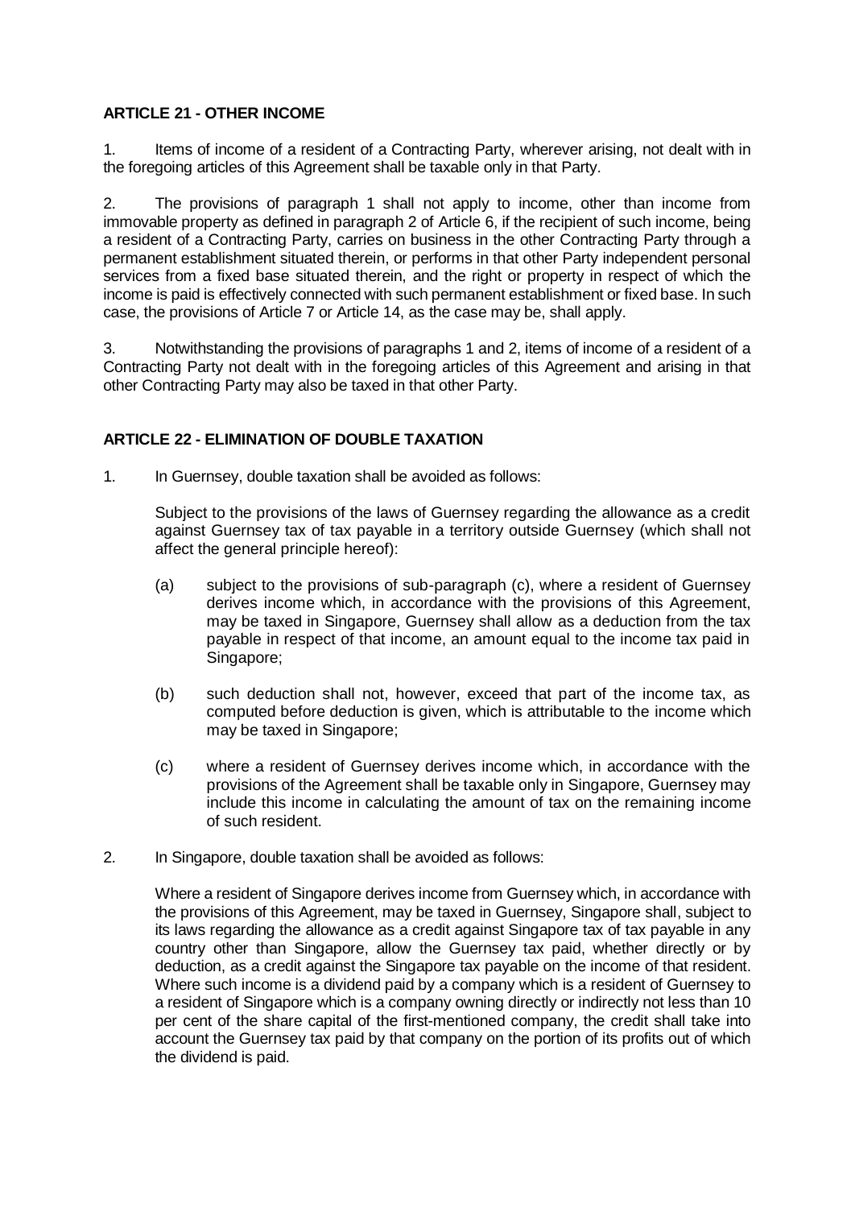**ARTICLE 21 - OTHER INCOME**

1. Items of income of a resident of a Contracting Party, wherever arising, not dealt with in the foregoing articles of this Agreement shall be taxable only in that Party.

2. The provisions of paragraph 1 shall not apply to income, other than income from immovable property as defined in paragraph 2 of Article 6, if the recipient of such income, being a resident of a Contracting Party, carries on business in the other Contracting Party through a permanent establishment situated therein, or performs in that other Party independent personal services from a fixed base situated therein, and the right or property in respect of which the income is paid is effectively connected with such permanent establishment or fixed base. In such case, the provisions of Article 7 or Article 14, as the case may be, shall apply.

3. Notwithstanding the provisions of paragraphs 1 and 2, items of income of a resident of a Contracting Party not dealt with in the foregoing articles of this Agreement and arising in that other Contracting Party may also be taxed in that other Party.

**ARTICLE 22 - ELIMINATION OF DOUBLE TAXATION**

1. In Guernsey, double taxation shall be avoided as follows:

   Subject to the provisions of the laws of Guernsey regarding the allowance as a credit against Guernsey tax of tax payable in a territory outside Guernsey (which shall not affect the general principle hereof):

   (a) subject to the provisions of sub-paragraph (c), where a resident of Guernsey derives income which, in accordance with the provisions of this Agreement, may be taxed in Singapore, Guernsey shall allow as a deduction from the tax payable in respect of that income, an amount equal to the income tax paid in Singapore;

   (b) such deduction shall not, however, exceed that part of the income tax, as computed before deduction is given, which is attributable to the income which may be taxed in Singapore;

   (c) where a resident of Guernsey derives income which, in accordance with the provisions of the Agreement shall be taxable only in Singapore, Guernsey may include this income in calculating the amount of tax on the remaining income of such resident.

2. In Singapore, double taxation shall be avoided as follows:

   Where a resident of Singapore derives income from Guernsey which, in accordance with the provisions of this Agreement, may be taxed in Guernsey, Singapore shall, subject to its laws regarding the allowance as a credit against Singapore tax of tax payable in any country other than Singapore, allow the Guernsey tax paid, whether directly or by deduction, as a credit against the Singapore tax payable on the income of that resident. Where such income is a dividend paid by a company which is a resident of Guernsey to a resident of Singapore which is a company owning directly or indirectly not less than 10 per cent of the share capital of the first-mentioned company, the credit shall take into account the Guernsey tax paid by that company on the portion of its profits out of which the dividend is paid.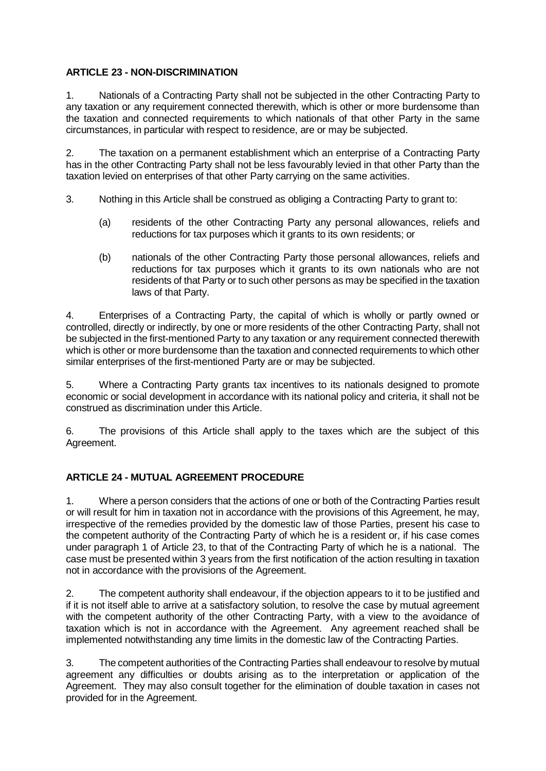**ARTICLE 23 - NON-DISCRIMINATION**

1. Nationals of a Contracting Party shall not be subjected in the other Contracting Party to any taxation or any requirement connected therewith, which is other or more burdensome than the taxation and connected requirements to which nationals of that other Party in the same circumstances, in particular with respect to residence, are or may be subjected.

2. The taxation on a permanent establishment which an enterprise of a Contracting Party has in the other Contracting Party shall not be less favourably levied in that other Party than the taxation levied on enterprises of that other Party carrying on the same activities.

3. Nothing in this Article shall be construed as obliging a Contracting Party to grant to:

   (a) residents of the other Contracting Party any personal allowances, reliefs and reductions for tax purposes which it grants to its own residents; or

   (b) nationals of the other Contracting Party those personal allowances, reliefs and reductions for tax purposes which it grants to its own nationals who are not residents of that Party or to such other persons as may be specified in the taxation laws of that Party.

4. Enterprises of a Contracting Party, the capital of which is wholly or partly owned or controlled, directly or indirectly, by one or more residents of the other Contracting Party, shall not be subjected in the first-mentioned Party to any taxation or any requirement connected therewith which is other or more burdensome than the taxation and connected requirements to which other similar enterprises of the first-mentioned Party are or may be subjected.

5. Where a Contracting Party grants tax incentives to its nationals designed to promote economic or social development in accordance with its national policy and criteria, it shall not be construed as discrimination under this Article.

6. The provisions of this Article shall apply to the taxes which are the subject of this Agreement.

**ARTICLE 24 - MUTUAL AGREEMENT PROCEDURE**

1. Where a person considers that the actions of one or both of the Contracting Parties result or will result for him in taxation not in accordance with the provisions of this Agreement, he may, irrespective of the remedies provided by the domestic law of those Parties, present his case to the competent authority of the Contracting Party of which he is a resident or, if his case comes under paragraph 1 of Article 23, to that of the Contracting Party of which he is a national. The case must be presented within 3 years from the first notification of the action resulting in taxation not in accordance with the provisions of the Agreement.

2. The competent authority shall endeavour, if the objection appears to it to be justified and if it is not itself able to arrive at a satisfactory solution, to resolve the case by mutual agreement with the competent authority of the other Contracting Party, with a view to the avoidance of taxation which is not in accordance with the Agreement. Any agreement reached shall be implemented notwithstanding any time limits in the domestic law of the Contracting Parties.

3. The competent authorities of the Contracting Parties shall endeavour to resolve by mutual agreement any difficulties or doubts arising as to the interpretation or application of the Agreement. They may also consult together for the elimination of double taxation in cases not provided for in the Agreement.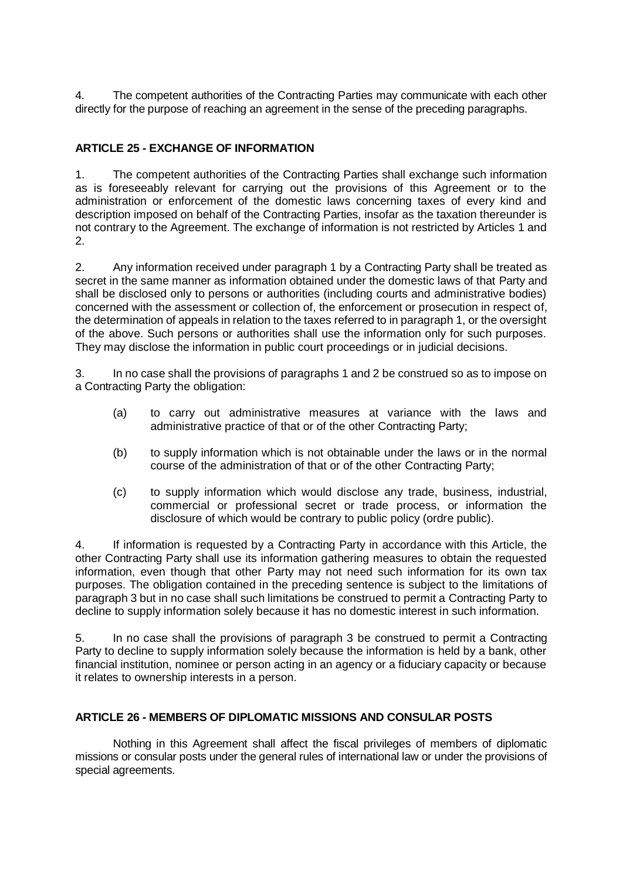4. The competent authorities of the Contracting Parties may communicate with each other directly for the purpose of reaching an agreement in the sense of the preceding paragraphs.

**ARTICLE 25 - EXCHANGE OF INFORMATION**

1. The competent authorities of the Contracting Parties shall exchange such information as is foreseeably relevant for carrying out the provisions of this Agreement or to the administration or enforcement of the domestic laws concerning taxes of every kind and description imposed on behalf of the Contracting Parties, insofar as the taxation thereunder is not contrary to the Agreement. The exchange of information is not restricted by Articles 1 and 2.

2. Any information received under paragraph 1 by a Contracting Party shall be treated as secret in the same manner as information obtained under the domestic laws of that Party and shall be disclosed only to persons or authorities (including courts and administrative bodies) concerned with the assessment or collection of, the enforcement or prosecution in respect of, the determination of appeals in relation to the taxes referred to in paragraph 1, or the oversight of the above. Such persons or authorities shall use the information only for such purposes. They may disclose the information in public court proceedings or in judicial decisions.

3. In no case shall the provisions of paragraphs 1 and 2 be construed so as to impose on a Contracting Party the obligation:

(a) to carry out administrative measures at variance with the laws and administrative practice of that or of the other Contracting Party;

(b) to supply information which is not obtainable under the laws or in the normal course of the administration of that or of the other Contracting Party;

(c) to supply information which would disclose any trade, business, industrial, commercial or professional secret or trade process, or information the disclosure of which would be contrary to public policy (ordre public).

4. If information is requested by a Contracting Party in accordance with this Article, the other Contracting Party shall use its information gathering measures to obtain the requested information, even though that other Party may not need such information for its own tax purposes. The obligation contained in the preceding sentence is subject to the limitations of paragraph 3 but in no case shall such limitations be construed to permit a Contracting Party to decline to supply information solely because it has no domestic interest in such information.

5. In no case shall the provisions of paragraph 3 be construed to permit a Contracting Party to decline to supply information solely because the information is held by a bank, other financial institution, nominee or person acting in an agency or a fiduciary capacity or because it relates to ownership interests in a person.

**ARTICLE 26 - MEMBERS OF DIPLOMATIC MISSIONS AND CONSULAR POSTS**

Nothing in this Agreement shall affect the fiscal privileges of members of diplomatic missions or consular posts under the general rules of international law or under the provisions of special agreements.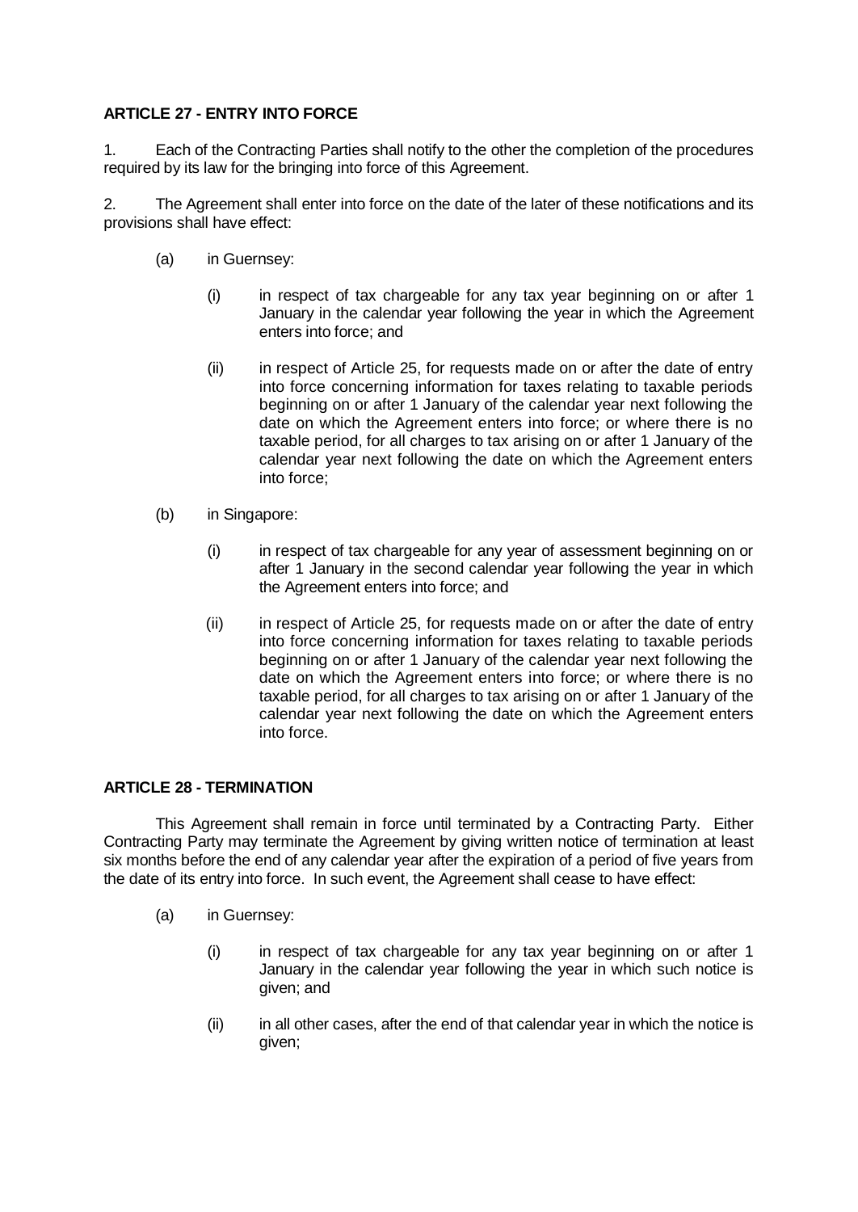**ARTICLE 27 - ENTRY INTO FORCE**

1. Each of the Contracting Parties shall notify to the other the completion of the procedures required by its law for the bringing into force of this Agreement.

2. The Agreement shall enter into force on the date of the later of these notifications and its provisions shall have effect:

(a) in Guernsey:

(i) in respect of tax chargeable for any tax year beginning on or after 1 January in the calendar year following the year in which the Agreement enters into force; and

(ii) in respect of Article 25, for requests made on or after the date of entry into force concerning information for taxes relating to taxable periods beginning on or after 1 January of the calendar year next following the date on which the Agreement enters into force; or where there is no taxable period, for all charges to tax arising on or after 1 January of the calendar year next following the date on which the Agreement enters into force;

(b) in Singapore:

(i) in respect of tax chargeable for any year of assessment beginning on or after 1 January in the second calendar year following the year in which the Agreement enters into force; and

(ii) in respect of Article 25, for requests made on or after the date of entry into force concerning information for taxes relating to taxable periods beginning on or after 1 January of the calendar year next following the date on which the Agreement enters into force; or where there is no taxable period, for all charges to tax arising on or after 1 January of the calendar year next following the date on which the Agreement enters into force.

**ARTICLE 28 - TERMINATION**

This Agreement shall remain in force until terminated by a Contracting Party. Either Contracting Party may terminate the Agreement by giving written notice of termination at least six months before the end of any calendar year after the expiration of a period of five years from the date of its entry into force. In such event, the Agreement shall cease to have effect:

(a) in Guernsey:

(i) in respect of tax chargeable for any tax year beginning on or after 1 January in the calendar year following the year in which such notice is given; and

(ii) in all other cases, after the end of that calendar year in which the notice is given;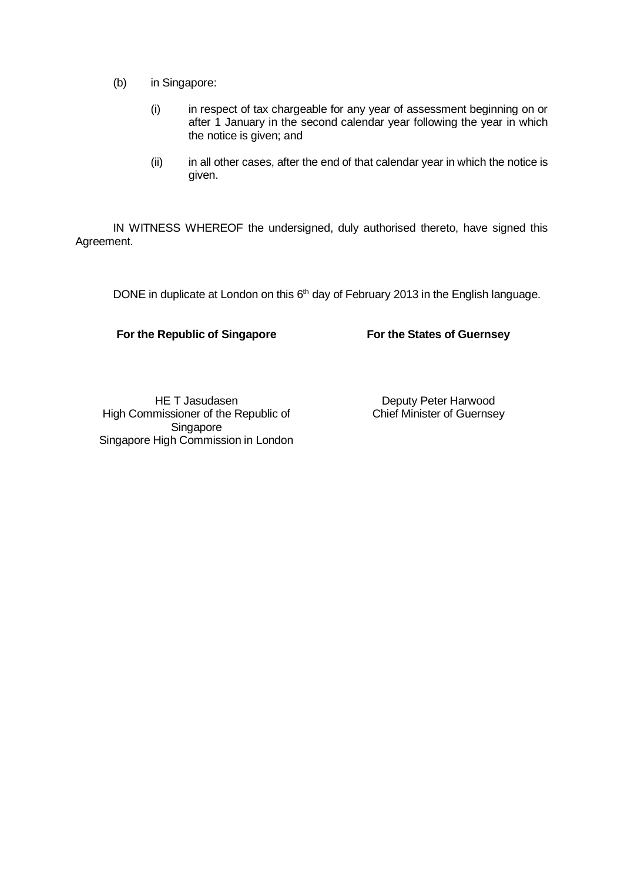(b) in Singapore:

   (i) in respect of tax chargeable for any year of assessment beginning on or after 1 January in the second calendar year following the year in which the notice is given; and

   (ii) in all other cases, after the end of that calendar year in which the notice is given.

IN WITNESS WHEREOF the undersigned, duly authorised thereto, have signed this Agreement.

DONE in duplicate at London on this 6th day of February 2013 in the English language.

| **For the Republic of Singapore** | **For the States of Guernsey** |
| --- | --- |
| HE T Jasudasen<br>High Commissioner of the Republic of Singapore<br>Singapore High Commission in London | Deputy Peter Harwood<br>Chief Minister of Guernsey |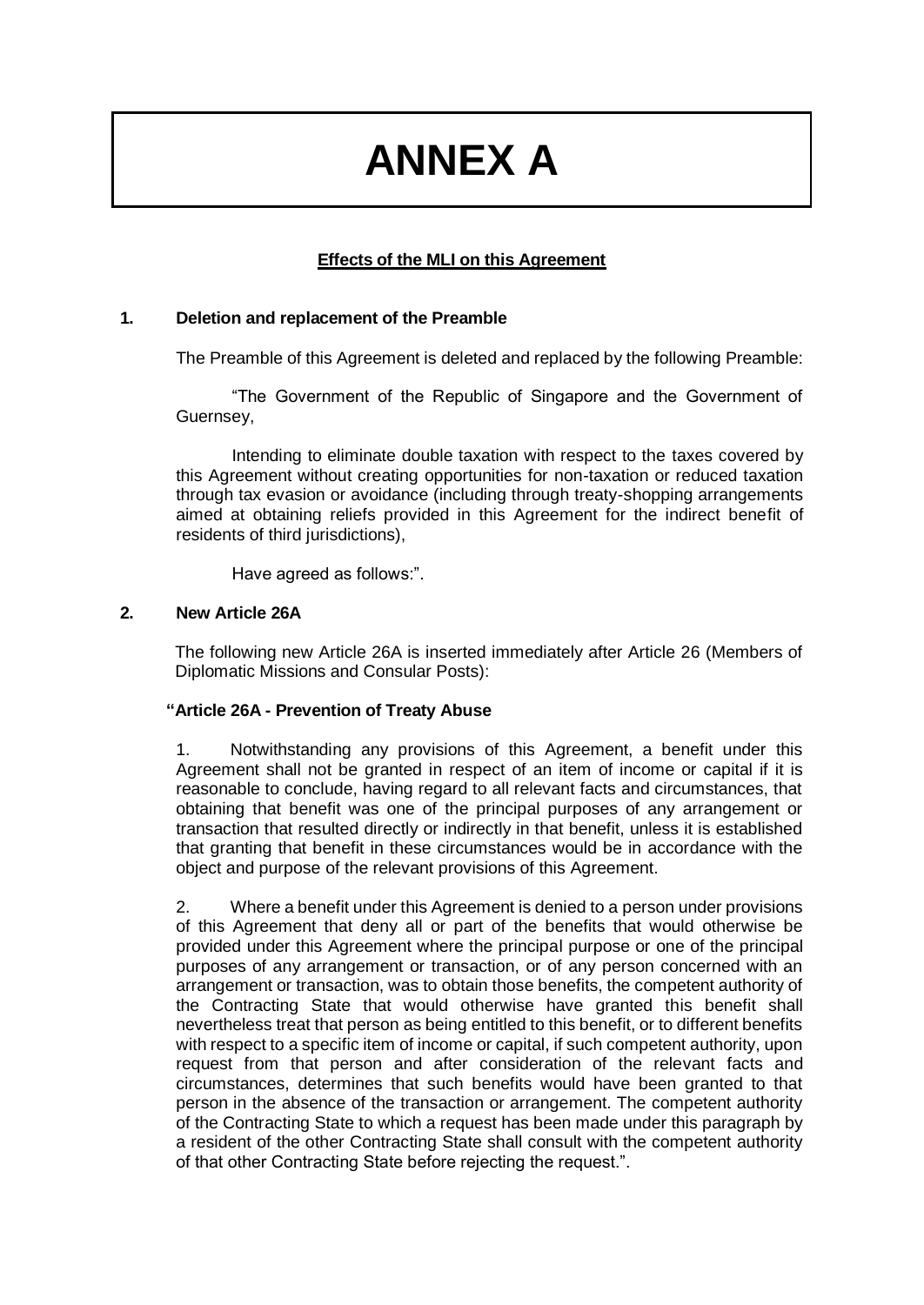# ANNEX A

**Effects of the MLI on this Agreement**

**1. Deletion and replacement of the Preamble**

The Preamble of this Agreement is deleted and replaced by the following Preamble:

"The Government of the Republic of Singapore and the Government of Guernsey,

Intending to eliminate double taxation with respect to the taxes covered by this Agreement without creating opportunities for non-taxation or reduced taxation through tax evasion or avoidance (including through treaty-shopping arrangements aimed at obtaining reliefs provided in this Agreement for the indirect benefit of residents of third jurisdictions),

Have agreed as follows:".

**2. New Article 26A**

The following new Article 26A is inserted immediately after Article 26 (Members of Diplomatic Missions and Consular Posts):

**"Article 26A - Prevention of Treaty Abuse**

1. Notwithstanding any provisions of this Agreement, a benefit under this Agreement shall not be granted in respect of an item of income or capital if it is reasonable to conclude, having regard to all relevant facts and circumstances, that obtaining that benefit was one of the principal purposes of any arrangement or transaction that resulted directly or indirectly in that benefit, unless it is established that granting that benefit in these circumstances would be in accordance with the object and purpose of the relevant provisions of this Agreement.

2. Where a benefit under this Agreement is denied to a person under provisions of this Agreement that deny all or part of the benefits that would otherwise be provided under this Agreement where the principal purpose or one of the principal purposes of any arrangement or transaction, or of any person concerned with an arrangement or transaction, was to obtain those benefits, the competent authority of the Contracting State that would otherwise have granted this benefit shall nevertheless treat that person as being entitled to this benefit, or to different benefits with respect to a specific item of income or capital, if such competent authority, upon request from that person and after consideration of the relevant facts and circumstances, determines that such benefits would have been granted to that person in the absence of the transaction or arrangement. The competent authority of the Contracting State to which a request has been made under this paragraph by a resident of the other Contracting State shall consult with the competent authority of that other Contracting State before rejecting the request.".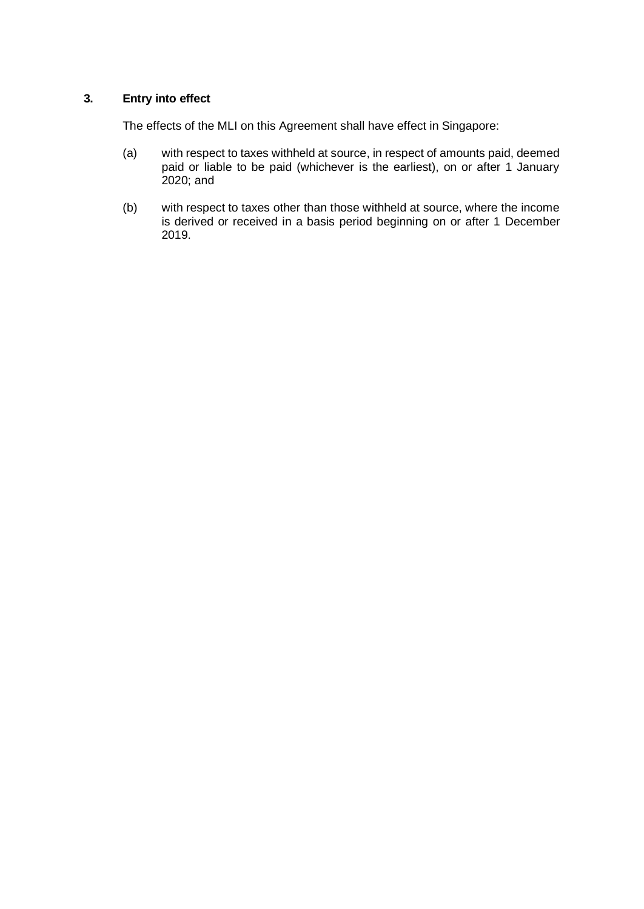### 3. Entry into effect

The effects of the MLI on this Agreement shall have effect in Singapore:

(a) with respect to taxes withheld at source, in respect of amounts paid, deemed paid or liable to be paid (whichever is the earliest), on or after 1 January 2020; and

(b) with respect to taxes other than those withheld at source, where the income is derived or received in a basis period beginning on or after 1 December 2019.